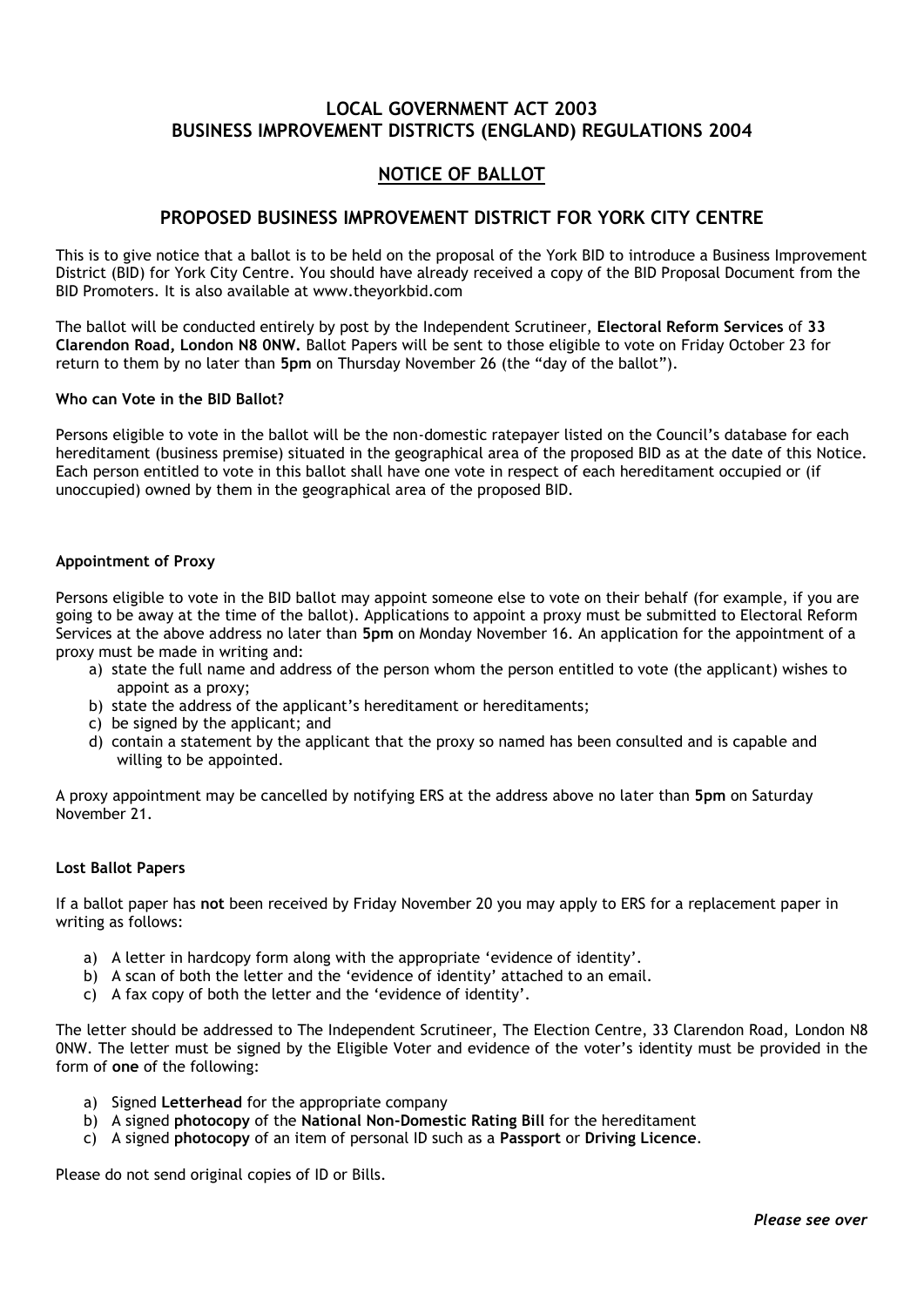# LOCAL GOVERNMENT ACT 2003
# BUSINESS IMPROVEMENT DISTRICTS (ENGLAND) REGULATIONS 2004

## NOTICE OF BALLOT

## PROPOSED BUSINESS IMPROVEMENT DISTRICT FOR YORK CITY CENTRE

This is to give notice that a ballot is to be held on the proposal of the York BID to introduce a Business Improvement District (BID) for York City Centre. You should have already received a copy of the BID Proposal Document from the BID Promoters. It is also available at www.theyorkbid.com

The ballot will be conducted entirely by post by the Independent Scrutineer, **Electoral Reform Services** of **33 Clarendon Road, London N8 0NW.** Ballot Papers will be sent to those eligible to vote on Friday October 23 for return to them by no later than **5pm** on Thursday November 26 (the "day of the ballot").

### Who can Vote in the BID Ballot?

Persons eligible to vote in the ballot will be the non-domestic ratepayer listed on the Council's database for each hereditament (business premise) situated in the geographical area of the proposed BID as at the date of this Notice. Each person entitled to vote in this ballot shall have one vote in respect of each hereditament occupied or (if unoccupied) owned by them in the geographical area of the proposed BID.

### Appointment of Proxy

Persons eligible to vote in the BID ballot may appoint someone else to vote on their behalf (for example, if you are going to be away at the time of the ballot). Applications to appoint a proxy must be submitted to Electoral Reform Services at the above address no later than **5pm** on Monday November 16. An application for the appointment of a proxy must be made in writing and:

a) state the full name and address of the person whom the person entitled to vote (the applicant) wishes to appoint as a proxy;
b) state the address of the applicant's hereditament or hereditaments;
c) be signed by the applicant; and
d) contain a statement by the applicant that the proxy so named has been consulted and is capable and willing to be appointed.

A proxy appointment may be cancelled by notifying ERS at the address above no later than **5pm** on Saturday November 21.

### Lost Ballot Papers

If a ballot paper has **not** been received by Friday November 20 you may apply to ERS for a replacement paper in writing as follows:

a) A letter in hardcopy form along with the appropriate 'evidence of identity'.
b) A scan of both the letter and the 'evidence of identity' attached to an email.
c) A fax copy of both the letter and the 'evidence of identity'.

The letter should be addressed to The Independent Scrutineer, The Election Centre, 33 Clarendon Road, London N8 0NW. The letter must be signed by the Eligible Voter and evidence of the voter's identity must be provided in the form of **one** of the following:

a) Signed **Letterhead** for the appropriate company
b) A signed **photocopy** of the **National Non-Domestic Rating Bill** for the hereditament
c) A signed **photocopy** of an item of personal ID such as a **Passport** or **Driving Licence**.

Please do not send original copies of ID or Bills.

***Please see over***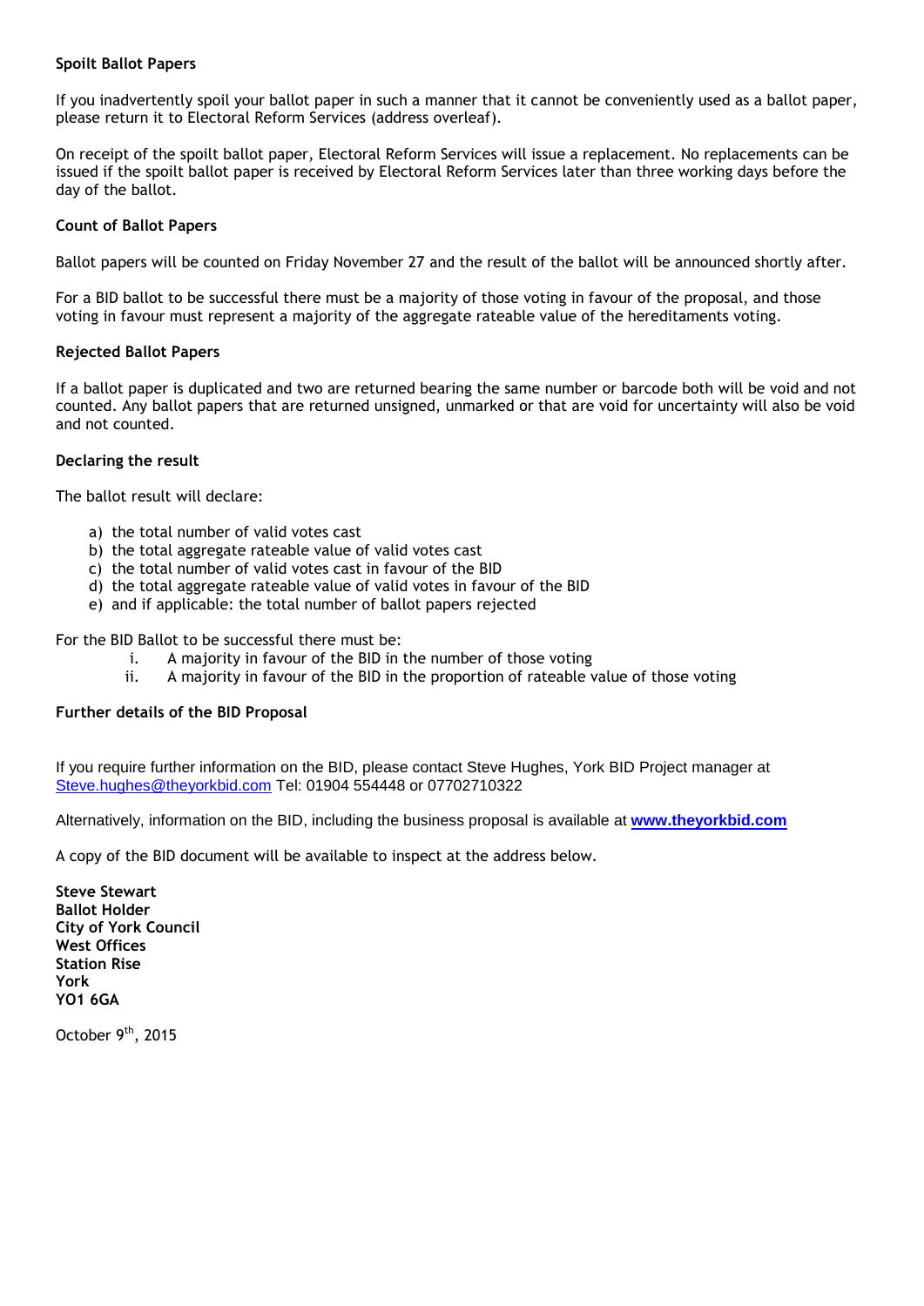**Spoilt Ballot Papers**

If you inadvertently spoil your ballot paper in such a manner that it cannot be conveniently used as a ballot paper, please return it to Electoral Reform Services (address overleaf).

On receipt of the spoilt ballot paper, Electoral Reform Services will issue a replacement. No replacements can be issued if the spoilt ballot paper is received by Electoral Reform Services later than three working days before the day of the ballot.

**Count of Ballot Papers**

Ballot papers will be counted on Friday November 27 and the result of the ballot will be announced shortly after.

For a BID ballot to be successful there must be a majority of those voting in favour of the proposal, and those voting in favour must represent a majority of the aggregate rateable value of the hereditaments voting.

**Rejected Ballot Papers**

If a ballot paper is duplicated and two are returned bearing the same number or barcode both will be void and not counted. Any ballot papers that are returned unsigned, unmarked or that are void for uncertainty will also be void and not counted.

**Declaring the result**

The ballot result will declare:

a) the total number of valid votes cast
b) the total aggregate rateable value of valid votes cast
c) the total number of valid votes cast in favour of the BID
d) the total aggregate rateable value of valid votes in favour of the BID
e) and if applicable: the total number of ballot papers rejected

For the BID Ballot to be successful there must be:

i. A majority in favour of the BID in the number of those voting
ii. A majority in favour of the BID in the proportion of rateable value of those voting

**Further details of the BID Proposal**

If you require further information on the BID, please contact Steve Hughes, York BID Project manager at Steve.hughes@theyorkbid.com Tel: 01904 554448 or 07702710322

Alternatively, information on the BID, including the business proposal is available at **www.theyorkbid.com**

A copy of the BID document will be available to inspect at the address below.

**Steve Stewart**
**Ballot Holder**
**City of York Council**
**West Offices**
**Station Rise**
**York**
**YO1 6GA**

October 9th, 2015